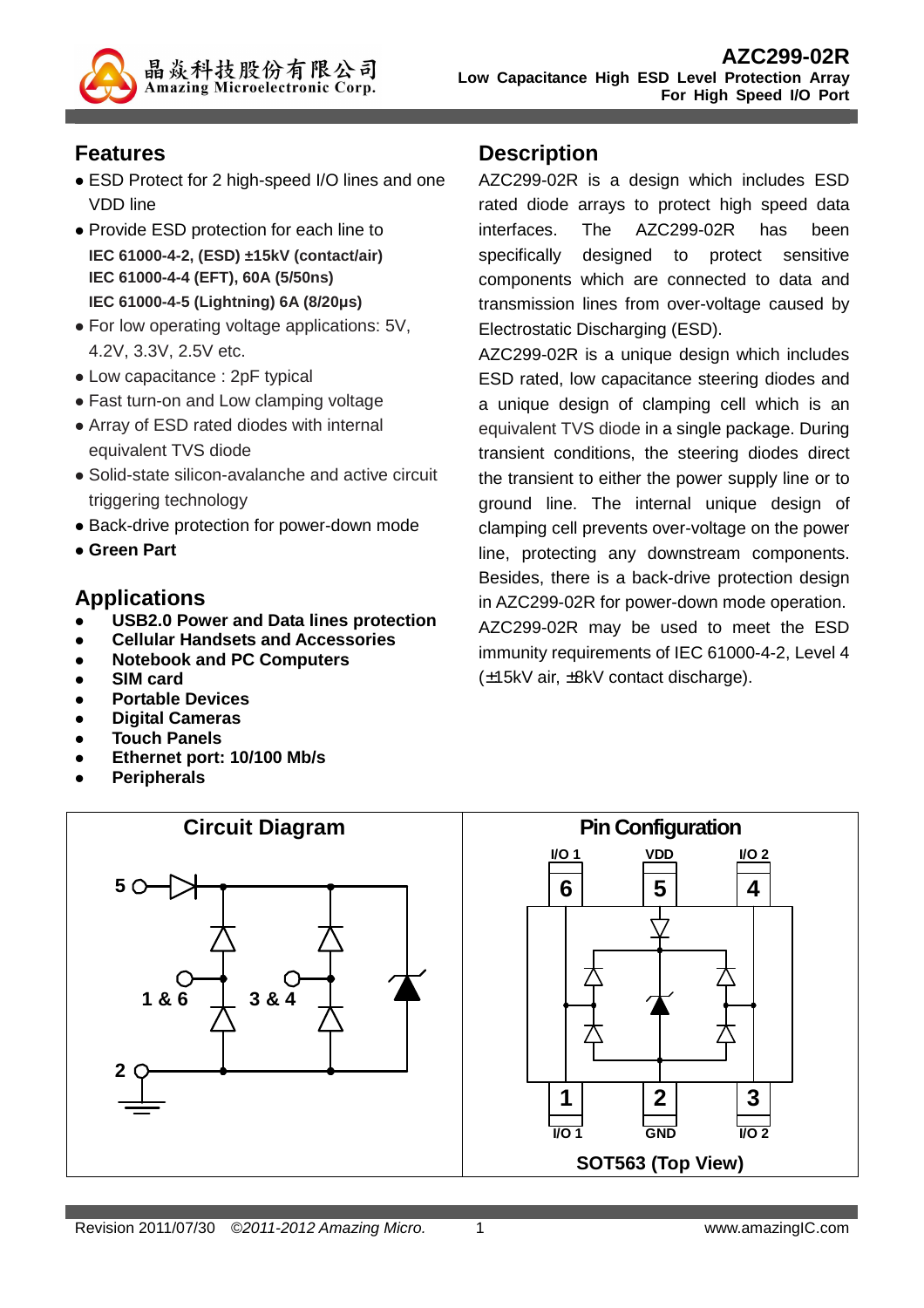晶焱科技股份有限公司
Amazing Microelectronic Corp.

# AZC299-02R

**Low Capacitance High ESD Level Protection Array For High Speed I/O Port**

## Features

- ESD Protect for 2 high-speed I/O lines and one VDD line
- Provide ESD protection for each line to
  **IEC 61000-4-2, (ESD) ±15kV (contact/air)**
  **IEC 61000-4-4 (EFT), 60A (5/50ns)**
  **IEC 61000-4-5 (Lightning) 6A (8/20μs)**
- For low operating voltage applications: 5V, 4.2V, 3.3V, 2.5V etc.
- Low capacitance : 2pF typical
- Fast turn-on and Low clamping voltage
- Array of ESD rated diodes with internal equivalent TVS diode
- Solid-state silicon-avalanche and active circuit triggering technology
- Back-drive protection for power-down mode
- **Green Part**

## Applications

- **USB2.0 Power and Data lines protection**
- **Cellular Handsets and Accessories**
- **Notebook and PC Computers**
- **SIM card**
- **Portable Devices**
- **Digital Cameras**
- **Touch Panels**
- **Ethernet port: 10/100 Mb/s**
- **Peripherals**

## Description

AZC299-02R is a design which includes ESD rated diode arrays to protect high speed data interfaces. The AZC299-02R has been specifically designed to protect sensitive components which are connected to data and transmission lines from over-voltage caused by Electrostatic Discharging (ESD).

AZC299-02R is a unique design which includes ESD rated, low capacitance steering diodes and a unique design of clamping cell which is an equivalent TVS diode in a single package. During transient conditions, the steering diodes direct the transient to either the power supply line or to ground line. The internal unique design of clamping cell prevents over-voltage on the power line, protecting any downstream components. Besides, there is a back-drive protection design in AZC299-02R for power-down mode operation.

AZC299-02R may be used to meet the ESD immunity requirements of IEC 61000-4-2, Level 4 (±15kV air, ±8kV contact discharge).

## Circuit Diagram

5

1 & 6

3 & 4

2

## Pin Configuration

I/O 1 VDD I/O 2

6 5 4

1 2 3

I/O 1 GND I/O 2

**SOT563 (Top View)**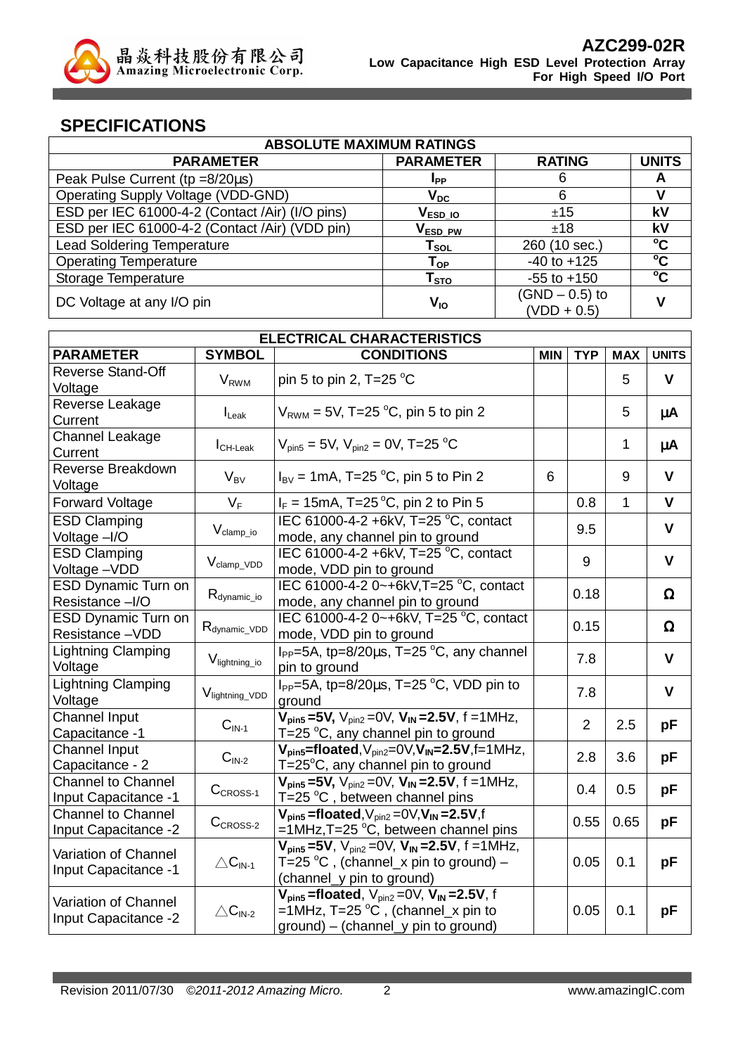## SPECIFICATIONS

| ABSOLUTE MAXIMUM RATINGS | | | |
|---|---|---|---|
| **PARAMETER** | **PARAMETER** | **RATING** | **UNITS** |
| Peak Pulse Current (tp =8/20μs) | $I_{PP}$ | 6 | A |
| Operating Supply Voltage (VDD-GND) | $V_{DC}$ | 6 | V |
| ESD per IEC 61000-4-2 (Contact /Air) (I/O pins) | $V_{ESD\_IO}$ | ±15 | kV |
| ESD per IEC 61000-4-2 (Contact /Air) (VDD pin) | $V_{ESD\_PW}$ | ±18 | kV |
| Lead Soldering Temperature | $T_{SOL}$ | 260 (10 sec.) | °C |
| Operating Temperature | $T_{OP}$ | -40 to +125 | °C |
| Storage Temperature | $T_{STO}$ | -55 to +150 | °C |
| DC Voltage at any I/O pin | $V_{IO}$ | (GND – 0.5) to (VDD + 0.5) | V |

| ELECTRICAL CHARACTERISTICS | | | | | | |
|---|---|---|---|---|---|---|
| **PARAMETER** | **SYMBOL** | **CONDITIONS** | **MIN** | **TYP** | **MAX** | **UNITS** |
| Reverse Stand-Off Voltage | $V_{RWM}$ | pin 5 to pin 2, T=25 °C | | | 5 | V |
| Reverse Leakage Current | $I_{Leak}$ | $V_{RWM}$ = 5V, T=25 °C, pin 5 to pin 2 | | | 5 | μA |
| Channel Leakage Current | $I_{CH\text{-}Leak}$ | $V_{pin5}$ = 5V, $V_{pin2}$ = 0V, T=25 °C | | | 1 | μA |
| Reverse Breakdown Voltage | $V_{BV}$ | $I_{BV}$ = 1mA, T=25 °C, pin 5 to Pin 2 | 6 | | 9 | V |
| Forward Voltage | $V_F$ | $I_F$ = 15mA, T=25 °C, pin 2 to Pin 5 | | 0.8 | 1 | V |
| ESD Clamping Voltage –I/O | $V_{clamp\_io}$ | IEC 61000-4-2 +6kV, T=25 °C, contact mode, any channel pin to ground | | 9.5 | | V |
| ESD Clamping Voltage –VDD | $V_{clamp\_VDD}$ | IEC 61000-4-2 +6kV, T=25 °C, contact mode, VDD pin to ground | | 9 | | V |
| ESD Dynamic Turn on Resistance –I/O | $R_{dynamic\_io}$ | IEC 61000-4-2 0~+6kV,T=25 °C, contact mode, any channel pin to ground | | 0.18 | | Ω |
| ESD Dynamic Turn on Resistance –VDD | $R_{dynamic\_VDD}$ | IEC 61000-4-2 0~+6kV, T=25 °C, contact mode, VDD pin to ground | | 0.15 | | Ω |
| Lightning Clamping Voltage | $V_{lightning\_io}$ | $I_{PP}$=5A, tp=8/20μs, T=25 °C, any channel pin to ground | | 7.8 | | V |
| Lightning Clamping Voltage | $V_{lightning\_VDD}$ | $I_{PP}$=5A, tp=8/20μs, T=25 °C, VDD pin to ground | | 7.8 | | V |
| Channel Input Capacitance -1 | $C_{IN\text{-}1}$ | **$V_{pin5}$ =5V,** $V_{pin2}$ =0V, **$V_{IN}$ =2.5V**, f =1MHz, T=25 °C, any channel pin to ground | | 2 | 2.5 | pF |
| Channel Input Capacitance - 2 | $C_{IN\text{-}2}$ | **$V_{pin5}$=floated**,$V_{pin2}$=0V,**$V_{IN}$=2.5V**,f=1MHz, T=25°C, any channel pin to ground | | 2.8 | 3.6 | pF |
| Channel to Channel Input Capacitance -1 | $C_{CROSS\text{-}1}$ | **$V_{pin5}$ =5V,** $V_{pin2}$ =0V, **$V_{IN}$ =2.5V**, f =1MHz, T=25 °C , between channel pins | | 0.4 | 0.5 | pF |
| Channel to Channel Input Capacitance -2 | $C_{CROSS\text{-}2}$ | **$V_{pin5}$ =floated**,$V_{pin2}$ =0V,**$V_{IN}$ =2.5V**,f =1MHz,T=25 °C, between channel pins | | 0.55 | 0.65 | pF |
| Variation of Channel Input Capacitance -1 | $\triangle C_{IN\text{-}1}$ | **$V_{pin5}$ =5V**, $V_{pin2}$ =0V, **$V_{IN}$ =2.5V**, f =1MHz, T=25 °C , (channel_x pin to ground) – (channel_y pin to ground) | | 0.05 | 0.1 | pF |
| Variation of Channel Input Capacitance -2 | $\triangle C_{IN\text{-}2}$ | **$V_{pin5}$ =floated**, $V_{pin2}$ =0V, **$V_{IN}$ =2.5V**, f =1MHz, T=25 °C , (channel_x pin to ground) – (channel_y pin to ground) | | 0.05 | 0.1 | pF |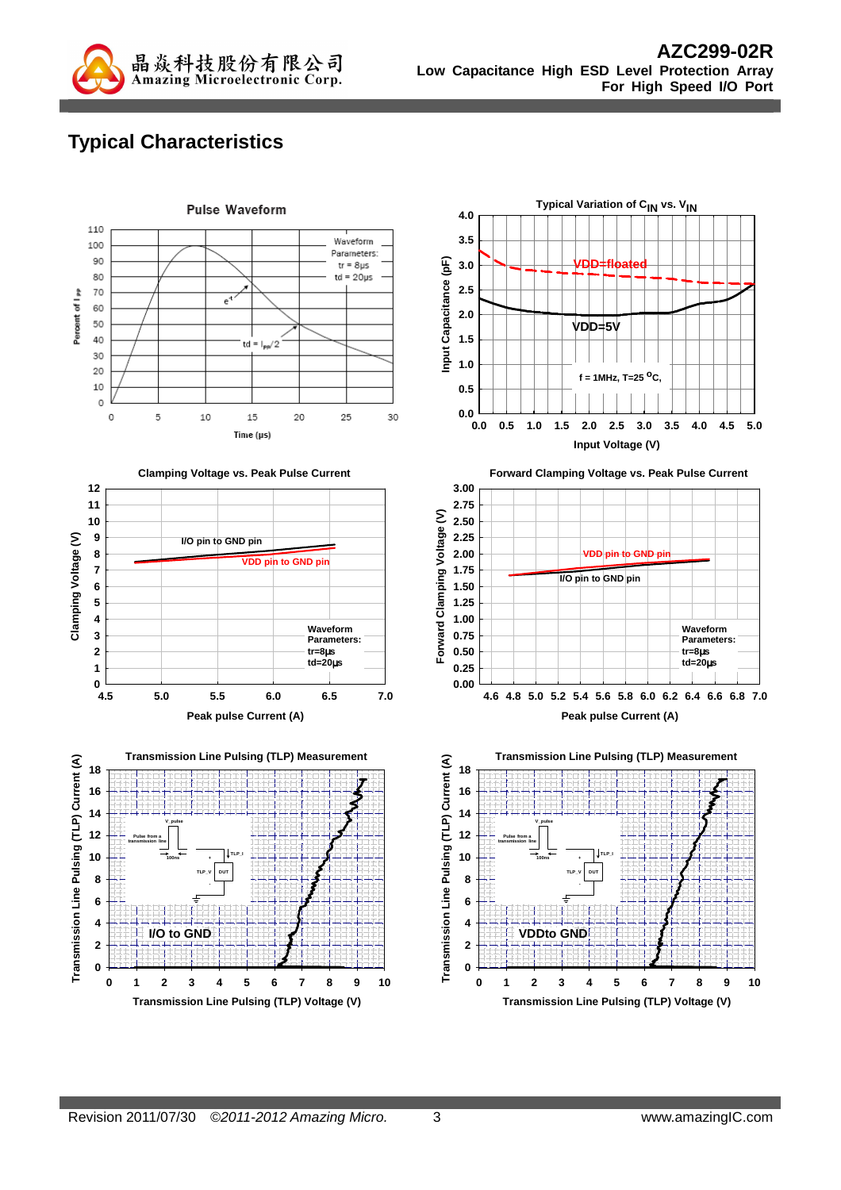## Typical Characteristics

**Pulse Waveform**

Percent of $I_{PP}$

110
100
90
80
70
60
50
40
30
20
10
0

0 5 10 15 20 25 30

Time (µs)

Waveform Parameters:
tr = 8µs
td = 20µs

$e^{-t}$

td = $I_{PP}/2$

**Typical Variation of $C_{IN}$ vs. $V_{IN}$**

Input Capacitance (pF)

4.0
3.5
3.0
2.5
2.0
1.5
1.0
0.5
0.0

0.0 0.5 1.0 1.5 2.0 2.5 3.0 3.5 4.0 4.5 5.0

Input Voltage (V)

VDD=floated

VDD=5V

f = 1MHz, T=25 $^{o}$C,

**Clamping Voltage vs. Peak Pulse Current**

Clamping Voltage (V)

12
11
10
9
8
7
6
5
4
3
2
1
0

4.5 5.0 5.5 6.0 6.5 7.0

Peak pulse Current (A)

I/O pin to GND pin

VDD pin to GND pin

Waveform Parameters:
tr=8µs
td=20µs

**Forward Clamping Voltage vs. Peak Pulse Current**

Forward Clamping Voltage (V)

3.00
2.75
2.50
2.25
2.00
1.75
1.50
1.25
1.00
0.75
0.50
0.25
0.00

4.6 4.8 5.0 5.2 5.4 5.6 5.8 6.0 6.2 6.4 6.6 6.8 7.0

Peak pulse Current (A)

VDD pin to GND pin

I/O pin to GND pin

Waveform Parameters:
tr=8µs
td=20µs

**Transmission Line Pulsing (TLP) Measurement**

Transmission Line Pulsing (TLP) Current (A)

18
16
14
12
10
8
6
4
2
0

0 1 2 3 4 5 6 7 8 9 10

Transmission Line Pulsing (TLP) Voltage (V)

V_pulse

Pulse from a transmission line

100ns

TLP_I

TLP_V

DUT

I/O to GND

**Transmission Line Pulsing (TLP) Measurement**

Transmission Line Pulsing (TLP) Current (A)

18
16
14
12
10
8
6
4
2
0

0 1 2 3 4 5 6 7 8 9 10

Transmission Line Pulsing (TLP) Voltage (V)

V_pulse

Pulse from a transmission line

100ns

TLP_I

TLP_V

DUT

VDDto GND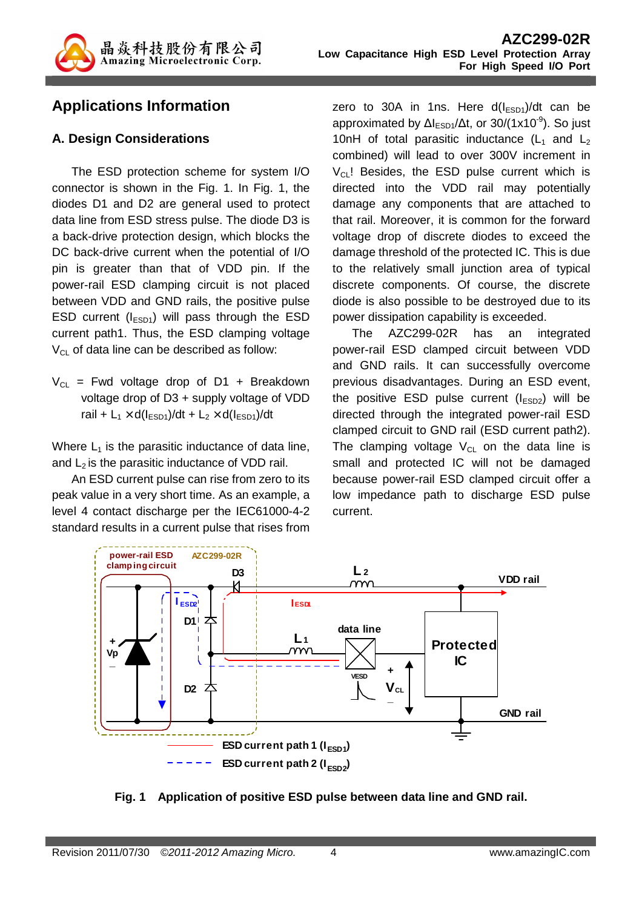## Applications Information

### A. Design Considerations

The ESD protection scheme for system I/O connector is shown in the Fig. 1. In Fig. 1, the diodes D1 and D2 are general used to protect data line from ESD stress pulse. The diode D3 is a back-drive protection design, which blocks the DC back-drive current when the potential of I/O pin is greater than that of VDD pin. If the power-rail ESD clamping circuit is not placed between VDD and GND rails, the positive pulse ESD current ($I_{ESD1}$) will pass through the ESD current path1. Thus, the ESD clamping voltage $V_{CL}$ of data line can be described as follow:

$V_{CL}$ = Fwd voltage drop of D1 + Breakdown voltage drop of D3 + supply voltage of VDD rail + $L_1 \times d(I_{ESD1})/dt$ + $L_2 \times d(I_{ESD1})/dt$

Where $L_1$ is the parasitic inductance of data line, and $L_2$ is the parasitic inductance of VDD rail.

An ESD current pulse can rise from zero to its peak value in a very short time. As an example, a level 4 contact discharge per the IEC61000-4-2 standard results in a current pulse that rises from zero to 30A in 1ns. Here $d(I_{ESD1})/dt$ can be approximated by $\Delta I_{ESD1}/\Delta t$, or $30/(1\times10^{-9})$. So just 10nH of total parasitic inductance ($L_1$ and $L_2$ combined) will lead to over 300V increment in $V_{CL}$! Besides, the ESD pulse current which is directed into the VDD rail may potentially damage any components that are attached to that rail. Moreover, it is common for the forward voltage drop of discrete diodes to exceed the damage threshold of the protected IC. This is due to the relatively small junction area of typical discrete components. Of course, the discrete diode is also possible to be destroyed due to its power dissipation capability is exceeded.

The AZC299-02R has an integrated power-rail ESD clamped circuit between VDD and GND rails. It can successfully overcome previous disadvantages. During an ESD event, the positive ESD pulse current ($I_{ESD2}$) will be directed through the integrated power-rail ESD clamped circuit to GND rail (ESD current path2). The clamping voltage $V_{CL}$ on the data line is small and protected IC will not be damaged because power-rail ESD clamped circuit offer a low impedance path to discharge ESD pulse current.

power-rail ESD clamping circuit
AZC299-02R
D3
L2
VDD rail
IESD2
IESD1
D1
data line
L1
Vp
Protected IC
VESD
VCL
D2
GND rail
ESD current path 1 ($I_{ESD1}$)
ESD current path 2 ($I_{ESD2}$)

**Fig. 1 Application of positive ESD pulse between data line and GND rail.**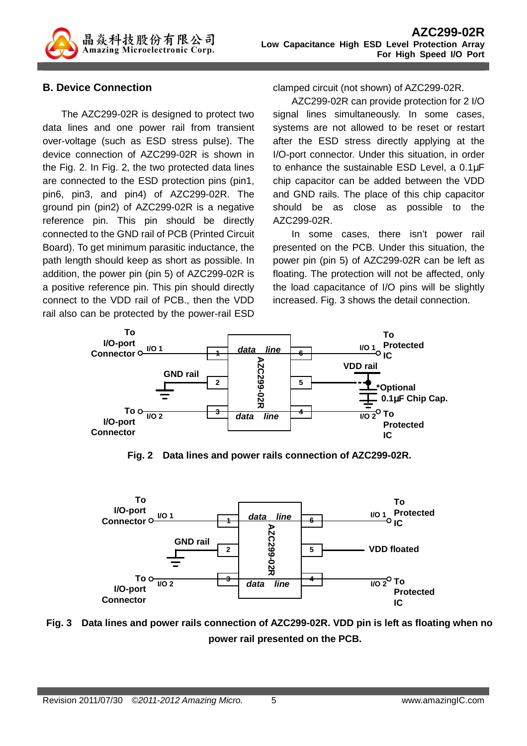## B. Device Connection

The AZC299-02R is designed to protect two data lines and one power rail from transient over-voltage (such as ESD stress pulse). The device connection of AZC299-02R is shown in the Fig. 2. In Fig. 2, the two protected data lines are connected to the ESD protection pins (pin1, pin6, pin3, and pin4) of AZC299-02R. The ground pin (pin2) of AZC299-02R is a negative reference pin. This pin should be directly connected to the GND rail of PCB (Printed Circuit Board). To get minimum parasitic inductance, the path length should keep as short as possible. In addition, the power pin (pin 5) of AZC299-02R is a positive reference pin. This pin should directly connect to the VDD rail of PCB., then the VDD rail also can be protected by the power-rail ESD clamped circuit (not shown) of AZC299-02R.

AZC299-02R can provide protection for 2 I/O signal lines simultaneously. In some cases, systems are not allowed to be reset or restart after the ESD stress directly applying at the I/O-port connector. Under this situation, in order to enhance the sustainable ESD Level, a 0.1μF chip capacitor can be added between the VDD and GND rails. The place of this chip capacitor should be as close as possible to the AZC299-02R.

In some cases, there isn't power rail presented on the PCB. Under this situation, the power pin (pin 5) of AZC299-02R can be left as floating. The protection will not be affected, only the load capacitance of I/O pins will be slightly increased. Fig. 3 shows the detail connection.

To I/O-port Connector
I/O 1
GND rail
To I/O-port Connector
I/O 2
1
2
3
data line
AZC299-02R
data line
6
5
4
I/O 1
To Protected IC
VDD rail
*Optional 0.1μF Chip Cap.
I/O 2
To Protected IC

**Fig. 2 Data lines and power rails connection of AZC299-02R.**

To I/O-port Connector
I/O 1
GND rail
To I/O-port Connector
I/O 2
1
2
3
data line
AZC299-02R
data line
6
5
4
I/O 1
To Protected IC
VDD floated
I/O 2
To Protected IC

**Fig. 3 Data lines and power rails connection of AZC299-02R. VDD pin is left as floating when no power rail presented on the PCB.**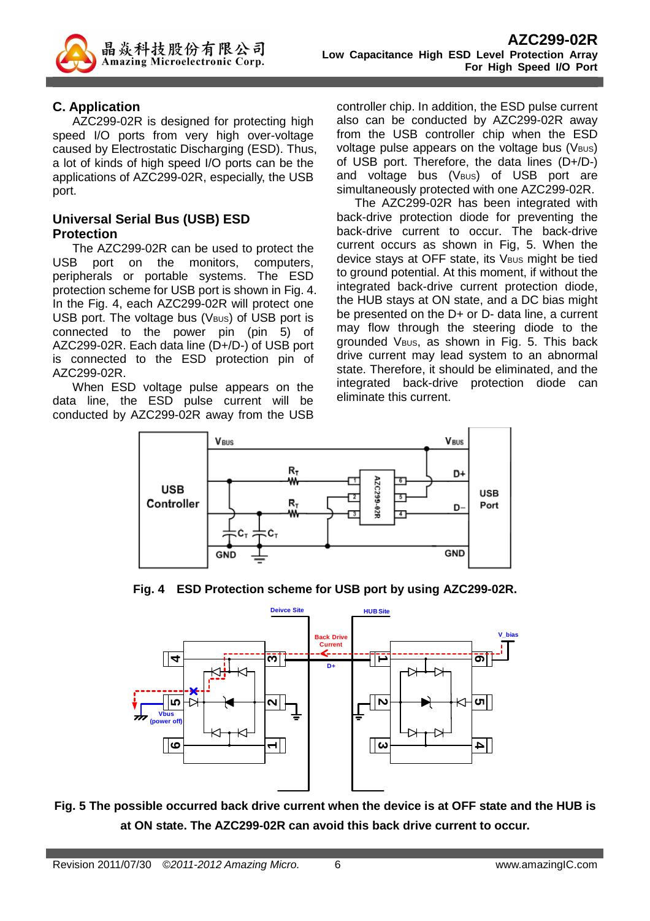## C. Application

AZC299-02R is designed for protecting high speed I/O ports from very high over-voltage caused by Electrostatic Discharging (ESD). Thus, a lot of kinds of high speed I/O ports can be the applications of AZC299-02R, especially, the USB port.

### Universal Serial Bus (USB) ESD Protection

The AZC299-02R can be used to protect the USB port on the monitors, computers, peripherals or portable systems. The ESD protection scheme for USB port is shown in Fig. 4. In the Fig. 4, each AZC299-02R will protect one USB port. The voltage bus ($V_{BUS}$) of USB port is connected to the power pin (pin 5) of AZC299-02R. Each data line (D+/D-) of USB port is connected to the ESD protection pin of AZC299-02R.

When ESD voltage pulse appears on the data line, the ESD pulse current will be conducted by AZC299-02R away from the USB controller chip. In addition, the ESD pulse current also can be conducted by AZC299-02R away from the USB controller chip when the ESD voltage pulse appears on the voltage bus ($V_{BUS}$) of USB port. Therefore, the data lines (D+/D-) and voltage bus ($V_{BUS}$) of USB port are simultaneously protected with one AZC299-02R.

The AZC299-02R has been integrated with back-drive protection diode for preventing the back-drive current to occur. The back-drive current occurs as shown in Fig, 5. When the device stays at OFF state, its $V_{BUS}$ might be tied to ground potential. At this moment, if without the integrated back-drive current protection diode, the HUB stays at ON state, and a DC bias might be presented on the D+ or D- data line, a current may flow through the steering diode to the grounded $V_{BUS}$, as shown in Fig. 5. This back drive current may lead system to an abnormal state. Therefore, it should be eliminated, and the integrated back-drive protection diode can eliminate this current.

VBUS
VBUS
USB Controller
RT
RT
CT
CT
GND
GND
D+
D−
USB Port
AZC299-02R
1 2 3 6 5 4

**Fig. 4 ESD Protection scheme for USB port by using AZC299-02R.**

Deivce Site
HUB Site
Back Drive Current
V_bias
D+
Vbus (power off)
4 5 6 3 2 1
1 2 3 6 5 4

**Fig. 5 The possible occurred back drive current when the device is at OFF state and the HUB is at ON state. The AZC299-02R can avoid this back drive current to occur.**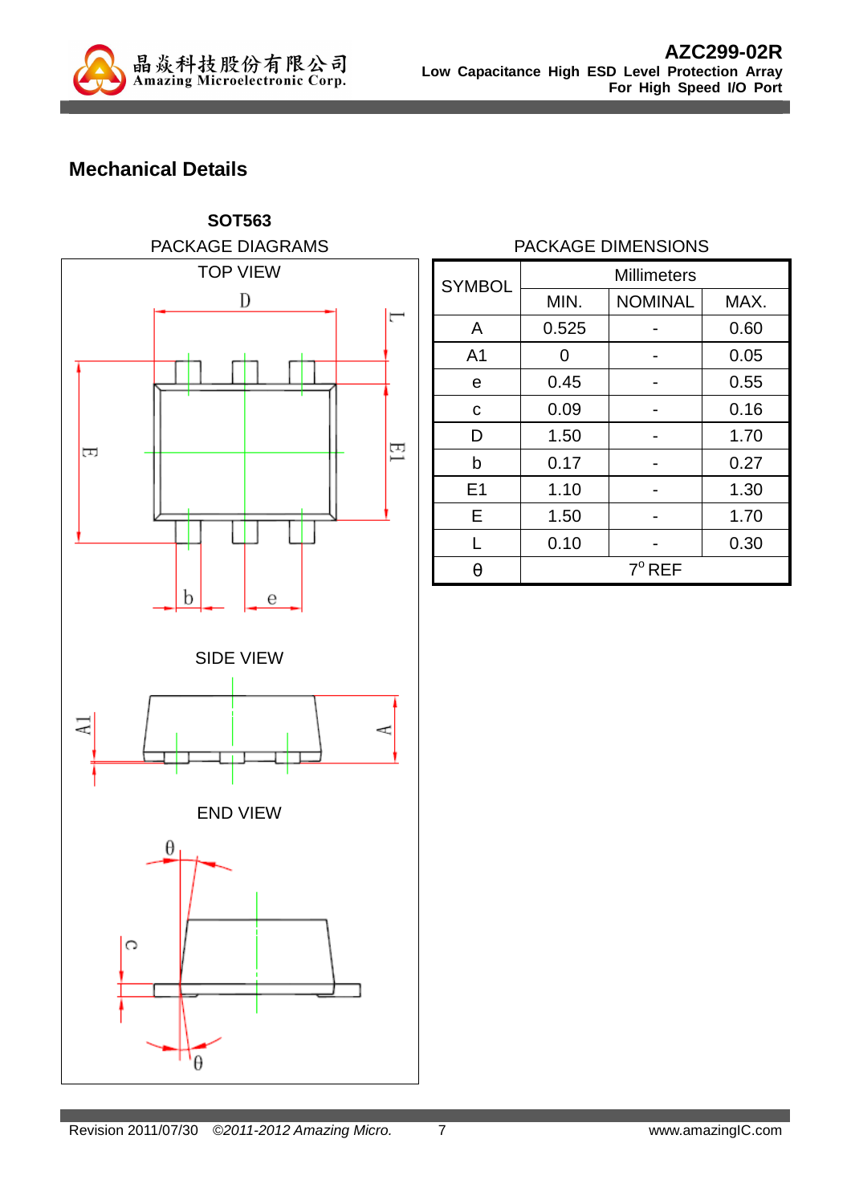## Mechanical Details

**SOT563**

PACKAGE DIAGRAMS

TOP VIEW

D

L

E

E1

b

e

SIDE VIEW

A1

A

END VIEW

θ

c

θ

PACKAGE DIMENSIONS

| SYMBOL | Millimeters | | |
|---|---|---|---|
| | MIN. | NOMINAL | MAX. |
| A | 0.525 | - | 0.60 |
| A1 | 0 | - | 0.05 |
| e | 0.45 | - | 0.55 |
| c | 0.09 | - | 0.16 |
| D | 1.50 | - | 1.70 |
| b | 0.17 | - | 0.27 |
| E1 | 1.10 | - | 1.30 |
| E | 1.50 | - | 1.70 |
| L | 0.10 | - | 0.30 |
| θ | $7^{o}$ REF | | |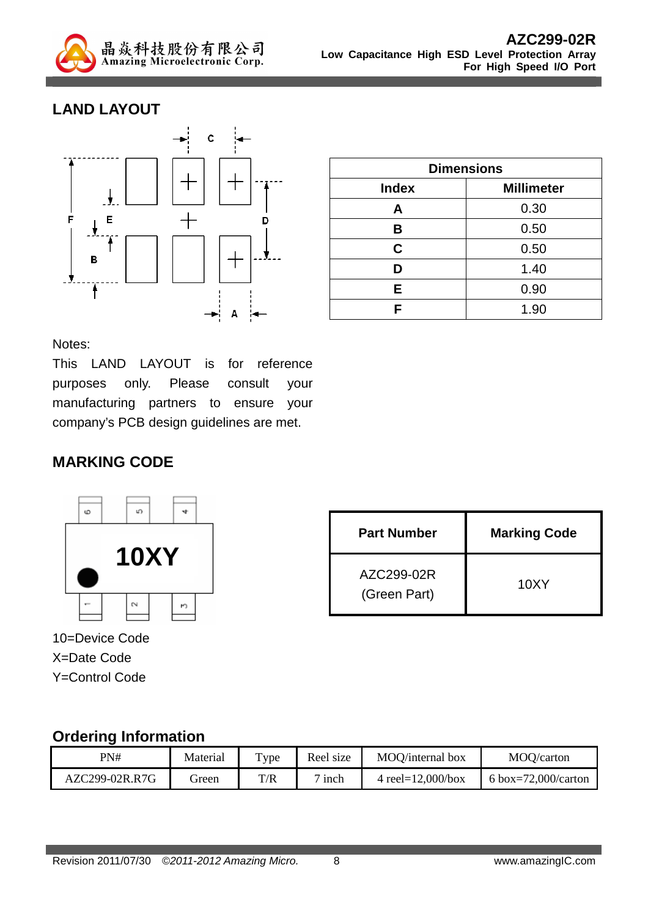## LAND LAYOUT

C

F E D

B

A

| Dimensions | |
|---|---|
| **Index** | **Millimeter** |
| **A** | 0.30 |
| **B** | 0.50 |
| **C** | 0.50 |
| **D** | 1.40 |
| **E** | 0.90 |
| **F** | 1.90 |

Notes:

This LAND LAYOUT is for reference purposes only. Please consult your manufacturing partners to ensure your company's PCB design guidelines are met.

## MARKING CODE

6 5 4

10XY

1 2 3

10=Device Code
X=Date Code
Y=Control Code

| Part Number | Marking Code |
|---|---|
| AZC299-02R (Green Part) | 10XY |

## Ordering Information

| PN# | Material | Type | Reel size | MOQ/internal box | MOQ/carton |
|---|---|---|---|---|---|
| AZC299-02R.R7G | Green | T/R | 7 inch | 4 reel=12,000/box | 6 box=72,000/carton |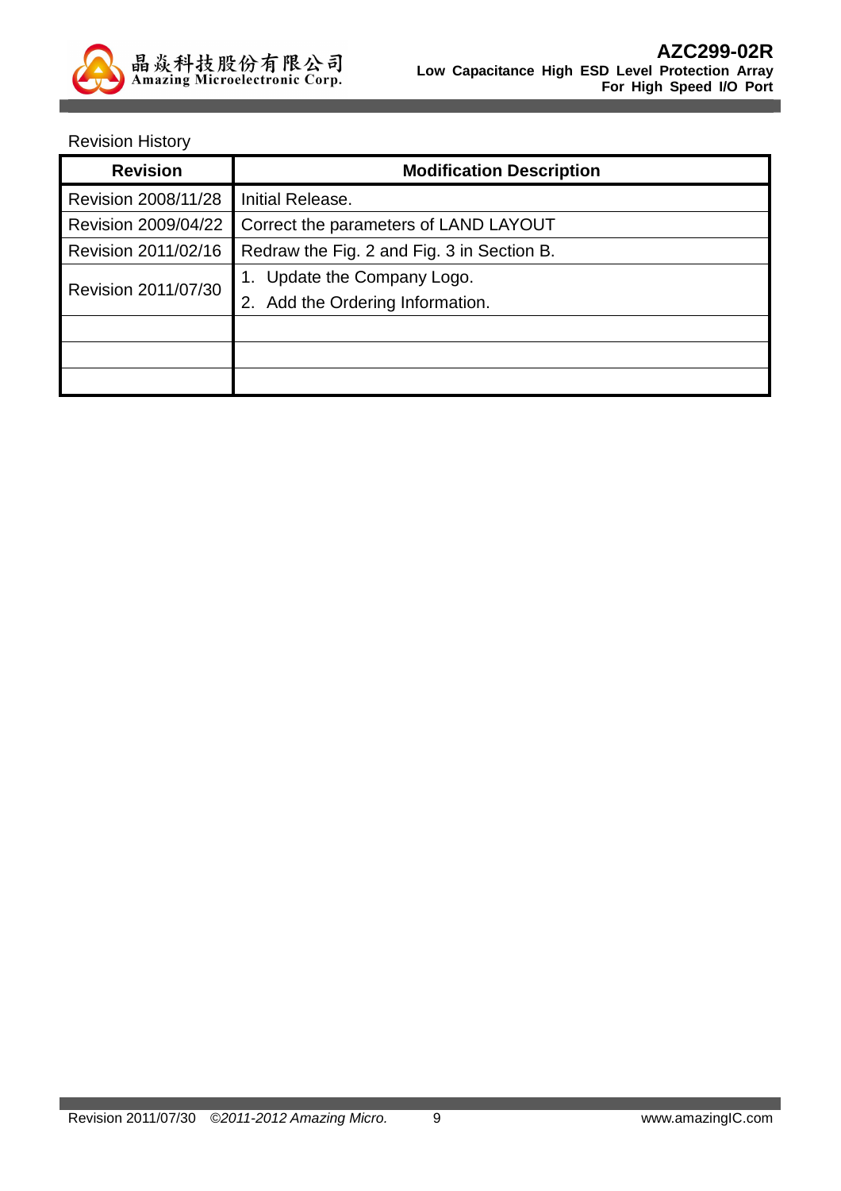Revision History

| Revision | Modification Description |
|---|---|
| Revision 2008/11/28 | Initial Release. |
| Revision 2009/04/22 | Correct the parameters of LAND LAYOUT |
| Revision 2011/02/16 | Redraw the Fig. 2 and Fig. 3 in Section B. |
| Revision 2011/07/30 | 1. Update the Company Logo.<br>2. Add the Ordering Information. |
| | |
| | |
| | |